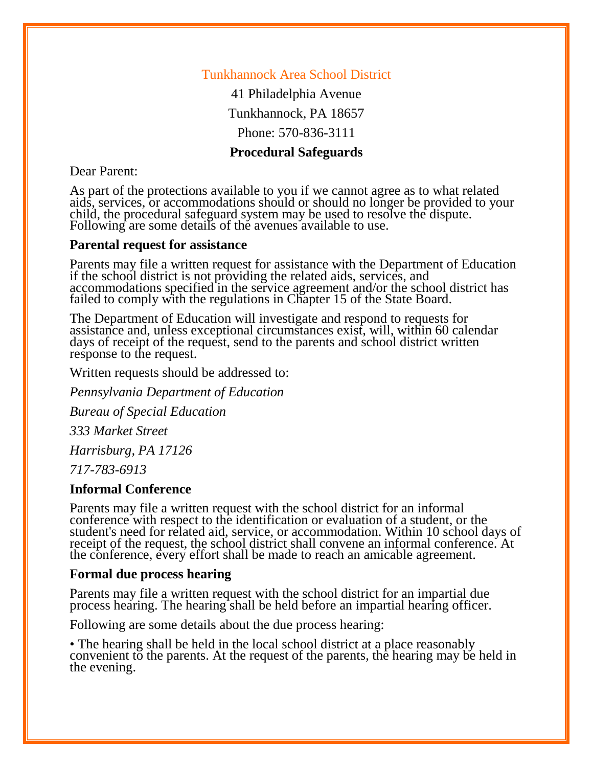# Tunkhannock Area School District

41 Philadelphia Avenue

Tunkhannock, PA 18657

Phone: 570-836-3111

**Procedural Safeguards**

Dear Parent:

As part of the protections available to you if we cannot agree as to what related aids, services, or accommodations should or should no longer be provided to your child, the procedural safeguard system may be used to resolve the dispute. Following are some details of the avenues available to use.

### Parental request for assistance

Parents may file a written request for assistance with the Department of Education if the school district is not providing the related aids, services, and accommodations specified in the service agreement and/or the school district has failed to comply with the regulations in Chapter 15 of the State Board.

The Department of Education will investigate and respond to requests for assistance and, unless exceptional circumstances exist, will, within 60 calendar days of receipt of the request, send to the parents and school district written response to the request.

Written requests should be addressed to:

*Pennsylvania Department of Education*

*Bureau of Special Education*

*333 Market Street*

*Harrisburg, PA 17126*

*717-783-6913*

### Informal Conference

Parents may file a written request with the school district for an informal conference with respect to the identification or evaluation of a student, or the student's need for related aid, service, or accommodation. Within 10 school days of receipt of the request, the school district shall convene an informal conference. At the conference, every effort shall be made to reach an amicable agreement.

### Formal due process hearing

Parents may file a written request with the school district for an impartial due process hearing. The hearing shall be held before an impartial hearing officer.

Following are some details about the due process hearing:

• The hearing shall be held in the local school district at a place reasonably convenient to the parents. At the request of the parents, the hearing may be held in the evening.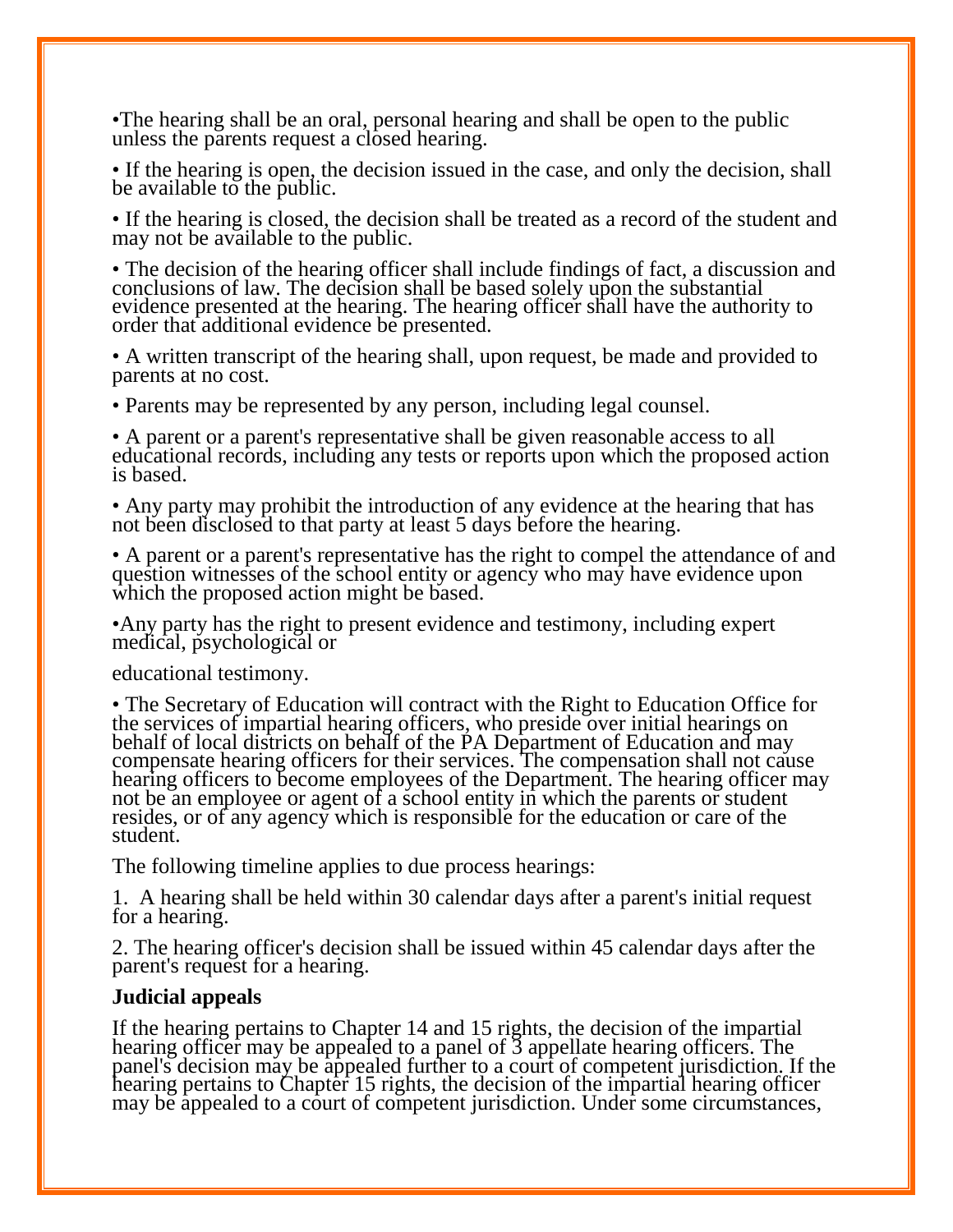- The hearing shall be an oral, personal hearing and shall be open to the public unless the parents request a closed hearing.

- If the hearing is open, the decision issued in the case, and only the decision, shall be available to the public.

- If the hearing is closed, the decision shall be treated as a record of the student and may not be available to the public.

- The decision of the hearing officer shall include findings of fact, a discussion and conclusions of law. The decision shall be based solely upon the substantial evidence presented at the hearing. The hearing officer shall have the authority to order that additional evidence be presented.

- A written transcript of the hearing shall, upon request, be made and provided to parents at no cost.

- Parents may be represented by any person, including legal counsel.

- A parent or a parent's representative shall be given reasonable access to all educational records, including any tests or reports upon which the proposed action is based.

- Any party may prohibit the introduction of any evidence at the hearing that has not been disclosed to that party at least 5 days before the hearing.

- A parent or a parent's representative has the right to compel the attendance of and question witnesses of the school entity or agency who may have evidence upon which the proposed action might be based.

- Any party has the right to present evidence and testimony, including expert medical, psychological or

educational testimony.

- The Secretary of Education will contract with the Right to Education Office for the services of impartial hearing officers, who preside over initial hearings on behalf of local districts on behalf of the PA Department of Education and may compensate hearing officers for their services. The compensation shall not cause hearing officers to become employees of the Department. The hearing officer may not be an employee or agent of a school entity in which the parents or student resides, or of any agency which is responsible for the education or care of the student.

The following timeline applies to due process hearings:

1. A hearing shall be held within 30 calendar days after a parent's initial request for a hearing.

2. The hearing officer's decision shall be issued within 45 calendar days after the parent's request for a hearing.

**Judicial appeals**

If the hearing pertains to Chapter 14 and 15 rights, the decision of the impartial hearing officer may be appealed to a panel of 3 appellate hearing officers. The panel's decision may be appealed further to a court of competent jurisdiction. If the hearing pertains to Chapter 15 rights, the decision of the impartial hearing officer may be appealed to a court of competent jurisdiction. Under some circumstances,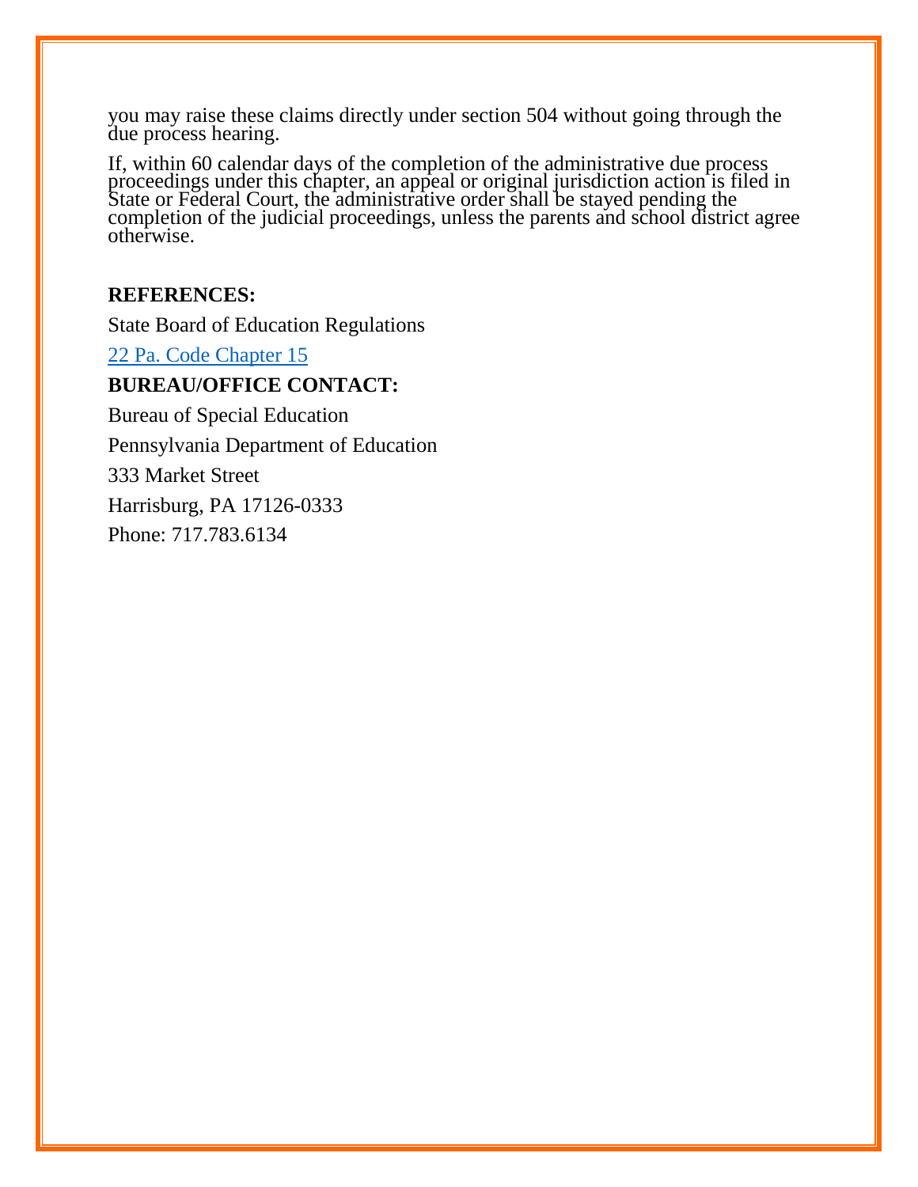you may raise these claims directly under section 504 without going through the due process hearing.

If, within 60 calendar days of the completion of the administrative due process proceedings under this chapter, an appeal or original jurisdiction action is filed in State or Federal Court, the administrative order shall be stayed pending the completion of the judicial proceedings, unless the parents and school district agree otherwise.

**REFERENCES:**

State Board of Education Regulations

[22 Pa. Code Chapter 15]

**BUREAU/OFFICE CONTACT:**

Bureau of Special Education

Pennsylvania Department of Education

333 Market Street

Harrisburg, PA 17126-0333

Phone: 717.783.6134